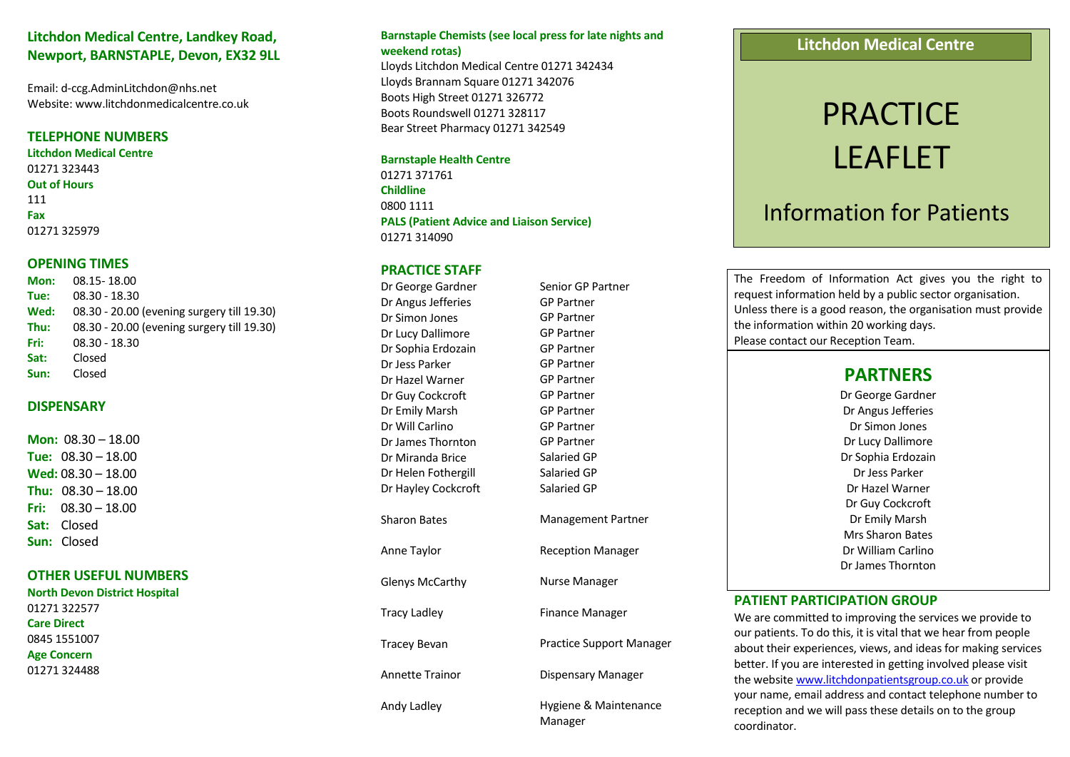## Litchdon Medical Centre, Landkey Road, Newport, BARNSTAPLE, Devon, EX32 9LL

Email: d-ccg.AdminLitchdon@nhs.net
Website: www.litchdonmedicalcentre.co.uk

### TELEPHONE NUMBERS

**Litchdon Medical Centre**
01271 323443
**Out of Hours**
111
**Fax**
01271 325979

### OPENING TIMES

| | |
|---|---|
| **Mon:** | 08.15- 18.00 |
| **Tue:** | 08.30 - 18.30 |
| **Wed:** | 08.30 - 20.00 (evening surgery till 19.30) |
| **Thu:** | 08.30 - 20.00 (evening surgery till 19.30) |
| **Fri:** | 08.30 - 18.30 |
| **Sat:** | Closed |
| **Sun:** | Closed |

### DISPENSARY

| | |
|---|---|
| **Mon:** | 08.30 – 18.00 |
| **Tue:** | 08.30 – 18.00 |
| **Wed:** | 08.30 – 18.00 |
| **Thu:** | 08.30 – 18.00 |
| **Fri:** | 08.30 – 18.00 |
| **Sat:** | Closed |
| **Sun:** | Closed |

### OTHER USEFUL NUMBERS

**North Devon District Hospital**
01271 322577
**Care Direct**
0845 1551007
**Age Concern**
01271 324488

**Barnstaple Chemists (see local press for late nights and weekend rotas)**
Lloyds Litchdon Medical Centre 01271 342434
Lloyds Brannam Square 01271 342076
Boots High Street 01271 326772
Boots Roundswell 01271 328117
Bear Street Pharmacy 01271 342549

**Barnstaple Health Centre**
01271 371761
**Childline**
0800 1111
**PALS (Patient Advice and Liaison Service)**
01271 314090

### PRACTICE STAFF

| | |
|---|---|
| Dr George Gardner | Senior GP Partner |
| Dr Angus Jefferies | GP Partner |
| Dr Simon Jones | GP Partner |
| Dr Lucy Dallimore | GP Partner |
| Dr Sophia Erdozain | GP Partner |
| Dr Jess Parker | GP Partner |
| Dr Hazel Warner | GP Partner |
| Dr Guy Cockcroft | GP Partner |
| Dr Emily Marsh | GP Partner |
| Dr Will Carlino | GP Partner |
| Dr James Thornton | GP Partner |
| Dr Miranda Brice | Salaried GP |
| Dr Helen Fothergill | Salaried GP |
| Dr Hayley Cockcroft | Salaried GP |
| Sharon Bates | Management Partner |
| Anne Taylor | Reception Manager |
| Glenys McCarthy | Nurse Manager |
| Tracy Ladley | Finance Manager |
| Tracey Bevan | Practice Support Manager |
| Annette Trainor | Dispensary Manager |
| Andy Ladley | Hygiene & Maintenance Manager |

## Litchdon Medical Centre

# PRACTICE LEAFLET

## Information for Patients

The Freedom of Information Act gives you the right to request information held by a public sector organisation. Unless there is a good reason, the organisation must provide the information within 20 working days.
Please contact our Reception Team.

## PARTNERS

Dr George Gardner
Dr Angus Jefferies
Dr Simon Jones
Dr Lucy Dallimore
Dr Sophia Erdozain
Dr Jess Parker
Dr Hazel Warner
Dr Guy Cockcroft
Dr Emily Marsh
Mrs Sharon Bates
Dr William Carlino
Dr James Thornton

### PATIENT PARTICIPATION GROUP

We are committed to improving the services we provide to our patients. To do this, it is vital that we hear from people about their experiences, views, and ideas for making services better. If you are interested in getting involved please visit the website www.litchdonpatientsgroup.co.uk or provide your name, email address and contact telephone number to reception and we will pass these details on to the group coordinator.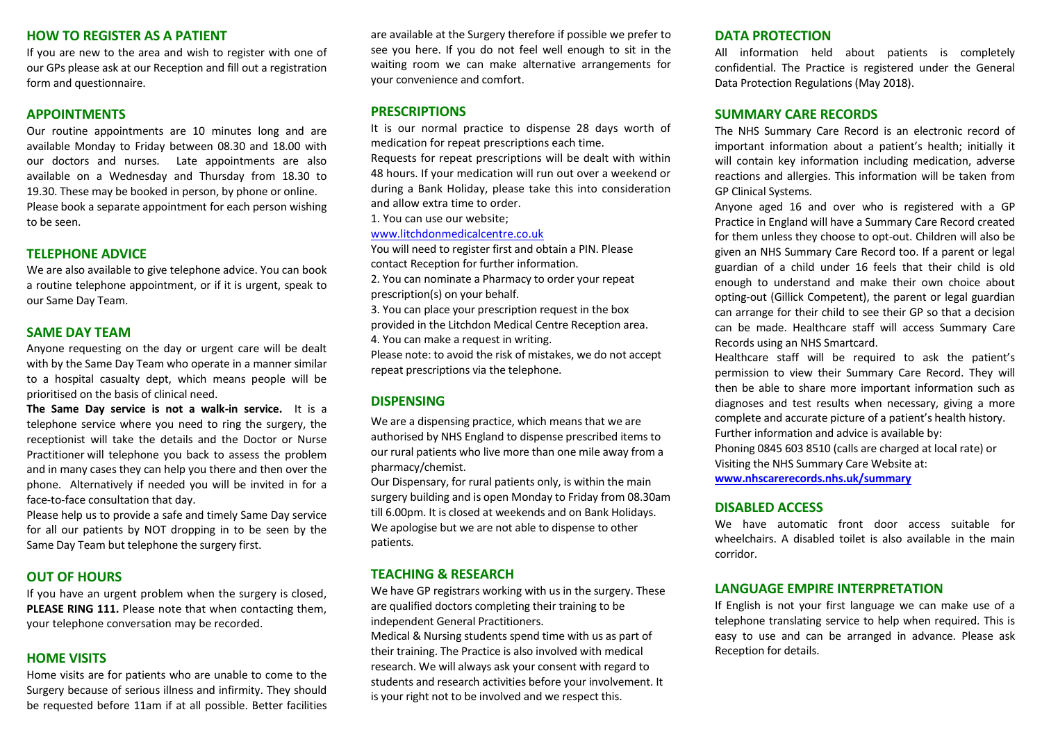## HOW TO REGISTER AS A PATIENT

If you are new to the area and wish to register with one of our GPs please ask at our Reception and fill out a registration form and questionnaire.

## APPOINTMENTS

Our routine appointments are 10 minutes long and are available Monday to Friday between 08.30 and 18.00 with our doctors and nurses. Late appointments are also available on a Wednesday and Thursday from 18.30 to 19.30. These may be booked in person, by phone or online.
Please book a separate appointment for each person wishing to be seen.

## TELEPHONE ADVICE

We are also available to give telephone advice. You can book a routine telephone appointment, or if it is urgent, speak to our Same Day Team.

## SAME DAY TEAM

Anyone requesting on the day or urgent care will be dealt with by the Same Day Team who operate in a manner similar to a hospital casualty dept, which means people will be prioritised on the basis of clinical need.

**The Same Day service is not a walk-in service.** It is a telephone service where you need to ring the surgery, the receptionist will take the details and the Doctor or Nurse Practitioner will telephone you back to assess the problem and in many cases they can help you there and then over the phone. Alternatively if needed you will be invited in for a face-to-face consultation that day.

Please help us to provide a safe and timely Same Day service for all our patients by NOT dropping in to be seen by the Same Day Team but telephone the surgery first.

## OUT OF HOURS

If you have an urgent problem when the surgery is closed, **PLEASE RING 111.** Please note that when contacting them, your telephone conversation may be recorded.

## HOME VISITS

Home visits are for patients who are unable to come to the Surgery because of serious illness and infirmity. They should be requested before 11am if at all possible. Better facilities are available at the Surgery therefore if possible we prefer to see you here. If you do not feel well enough to sit in the waiting room we can make alternative arrangements for your convenience and comfort.

## PRESCRIPTIONS

It is our normal practice to dispense 28 days worth of medication for repeat prescriptions each time.

Requests for repeat prescriptions will be dealt with within 48 hours. If your medication will run out over a weekend or during a Bank Holiday, please take this into consideration and allow extra time to order.

1. You can use our website;
www.litchdonmedicalcentre.co.uk
You will need to register first and obtain a PIN. Please contact Reception for further information.
2. You can nominate a Pharmacy to order your repeat prescription(s) on your behalf.
3. You can place your prescription request in the box provided in the Litchdon Medical Centre Reception area.
4. You can make a request in writing.

Please note: to avoid the risk of mistakes, we do not accept repeat prescriptions via the telephone.

## DISPENSING

We are a dispensing practice, which means that we are authorised by NHS England to dispense prescribed items to our rural patients who live more than one mile away from a pharmacy/chemist.

Our Dispensary, for rural patients only, is within the main surgery building and is open Monday to Friday from 08.30am till 6.00pm. It is closed at weekends and on Bank Holidays.
We apologise but we are not able to dispense to other patients.

## TEACHING & RESEARCH

We have GP registrars working with us in the surgery. These are qualified doctors completing their training to be independent General Practitioners.

Medical & Nursing students spend time with us as part of their training. The Practice is also involved with medical research. We will always ask your consent with regard to students and research activities before your involvement. It is your right not to be involved and we respect this.

## DATA PROTECTION

All information held about patients is completely confidential. The Practice is registered under the General Data Protection Regulations (May 2018).

## SUMMARY CARE RECORDS

The NHS Summary Care Record is an electronic record of important information about a patient's health; initially it will contain key information including medication, adverse reactions and allergies. This information will be taken from GP Clinical Systems.

Anyone aged 16 and over who is registered with a GP Practice in England will have a Summary Care Record created for them unless they choose to opt-out. Children will also be given an NHS Summary Care Record too. If a parent or legal guardian of a child under 16 feels that their child is old enough to understand and make their own choice about opting-out (Gillick Competent), the parent or legal guardian can arrange for their child to see their GP so that a decision can be made. Healthcare staff will access Summary Care Records using an NHS Smartcard.

Healthcare staff will be required to ask the patient's permission to view their Summary Care Record. They will then be able to share more important information such as diagnoses and test results when necessary, giving a more complete and accurate picture of a patient's health history.

Further information and advice is available by:
Phoning 0845 603 8510 (calls are charged at local rate) or
Visiting the NHS Summary Care Website at:
**www.nhscarerecords.nhs.uk/summary**

## DISABLED ACCESS

We have automatic front door access suitable for wheelchairs. A disabled toilet is also available in the main corridor.

## LANGUAGE EMPIRE INTERPRETATION

If English is not your first language we can make use of a telephone translating service to help when required. This is easy to use and can be arranged in advance. Please ask Reception for details.